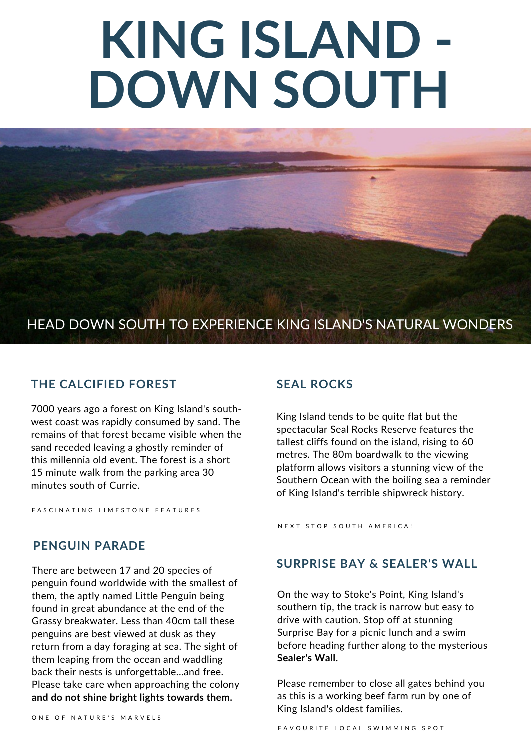# KING ISLAND - DOWN SOUTH

HEAD DOWN SOUTH TO EXPERIENCE KING ISLAND'S NATURAL WONDERS

## THE CALCIFIED FOREST

7000 years ago a forest on King Island's south-west coast was rapidly consumed by sand. The remains of that forest became visible when the sand receded leaving a ghostly reminder of this millennia old event. The forest is a short 15 minute walk from the parking area 30 minutes south of Currie.

FASCINATING LIMESTONE FEATURES

## PENGUIN PARADE

There are between 17 and 20 species of penguin found worldwide with the smallest of them, the aptly named Little Penguin being found in great abundance at the end of the Grassy breakwater. Less than 40cm tall these penguins are best viewed at dusk as they return from a day foraging at sea. The sight of them leaping from the ocean and waddling back their nests is unforgettable...and free. Please take care when approaching the colony **and do not shine bright lights towards them.**

ONE OF NATURE'S MARVELS

## SEAL ROCKS

King Island tends to be quite flat but the spectacular Seal Rocks Reserve features the tallest cliffs found on the island, rising to 60 metres. The 80m boardwalk to the viewing platform allows visitors a stunning view of the Southern Ocean with the boiling sea a reminder of King Island's terrible shipwreck history.

NEXT STOP SOUTH AMERICA!

## SURPRISE BAY & SEALER'S WALL

On the way to Stoke's Point, King Island's southern tip, the track is narrow but easy to drive with caution. Stop off at stunning Surprise Bay for a picnic lunch and a swim before heading further along to the mysterious **Sealer's Wall.**

Please remember to close all gates behind you as this is a working beef farm run by one of King Island's oldest families.

FAVOURITE LOCAL SWIMMING SPOT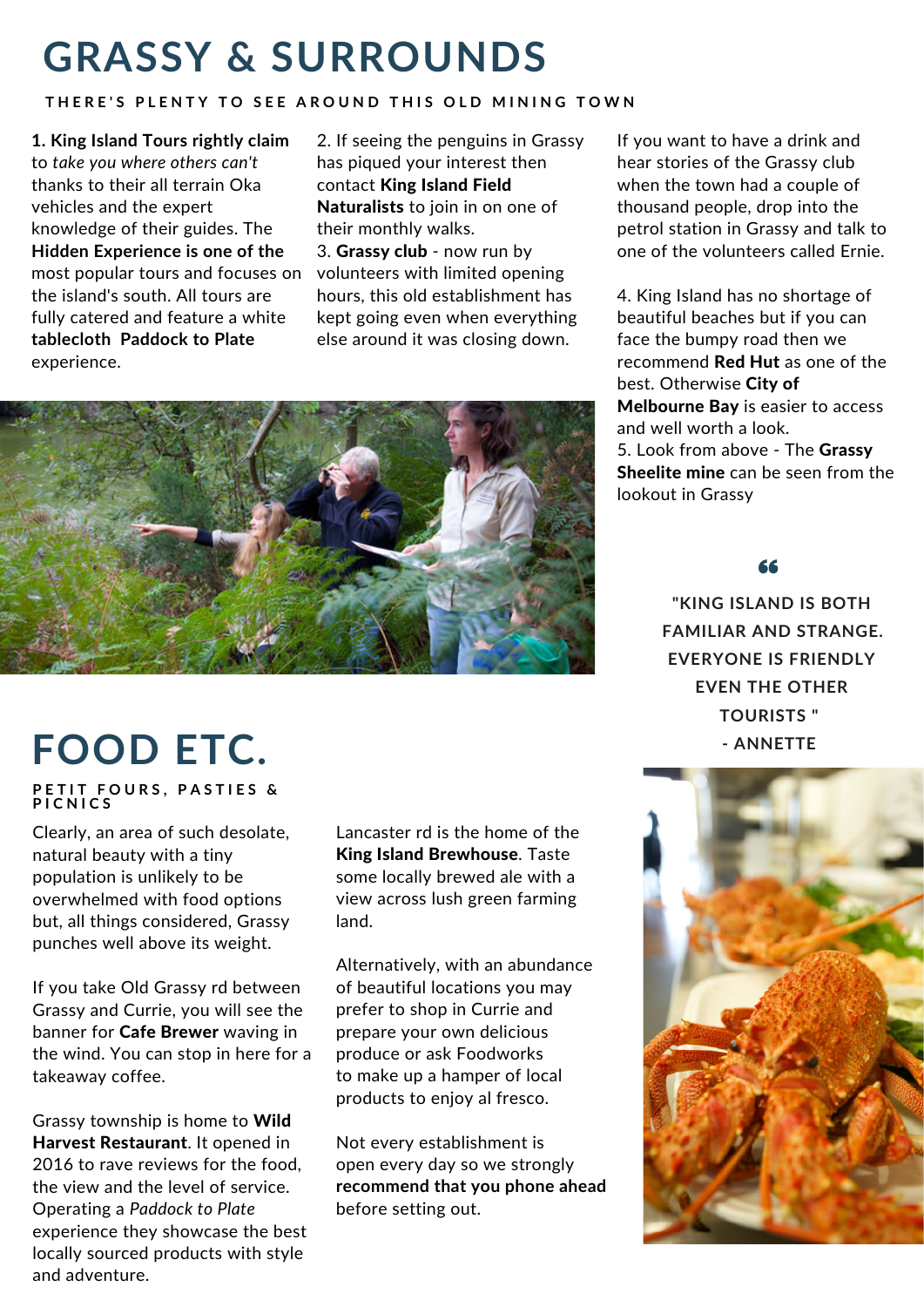# GRASSY & SURROUNDS

THERE'S PLENTY TO SEE AROUND THIS OLD MINING TOWN

**1. King Island Tours rightly claim** to *take you where others can't* thanks to their all terrain Oka vehicles and the expert knowledge of their guides. The **Hidden Experience is one of the** most popular tours and focuses on the island's south. All tours are fully catered and feature a white **tablecloth Paddock to Plate** experience.

2. If seeing the penguins in Grassy has piqued your interest then contact **King Island Field Naturalists** to join in on one of their monthly walks.

3. **Grassy club** - now run by volunteers with limited opening hours, this old establishment has kept going even when everything else around it was closing down.

If you want to have a drink and hear stories of the Grassy club when the town had a couple of thousand people, drop into the petrol station in Grassy and talk to one of the volunteers called Ernie.

4. King Island has no shortage of beautiful beaches but if you can face the bumpy road then we recommend **Red Hut** as one of the best. Otherwise **City of Melbourne Bay** is easier to access and well worth a look.

5. Look from above - The **Grassy Sheelite mine** can be seen from the lookout in Grassy

> "KING ISLAND IS BOTH FAMILIAR AND STRANGE. EVERYONE IS FRIENDLY EVEN THE OTHER TOURISTS "
>
> - ANNETTE

# FOOD ETC.

PETIT FOURS, PASTIES & PICNICS

Clearly, an area of such desolate, natural beauty with a tiny population is unlikely to be overwhelmed with food options but, all things considered, Grassy punches well above its weight.

If you take Old Grassy rd between Grassy and Currie, you will see the banner for **Cafe Brewer** waving in the wind. You can stop in here for a takeaway coffee.

Grassy township is home to **Wild Harvest Restaurant**. It opened in 2016 to rave reviews for the food, the view and the level of service. Operating a *Paddock to Plate* experience they showcase the best locally sourced products with style and adventure.

Lancaster rd is the home of the **King Island Brewhouse**. Taste some locally brewed ale with a view across lush green farming land.

Alternatively, with an abundance of beautiful locations you may prefer to shop in Currie and prepare your own delicious produce or ask Foodworks to make up a hamper of local products to enjoy al fresco.

Not every establishment is open every day so we strongly **recommend that you phone ahead** before setting out.